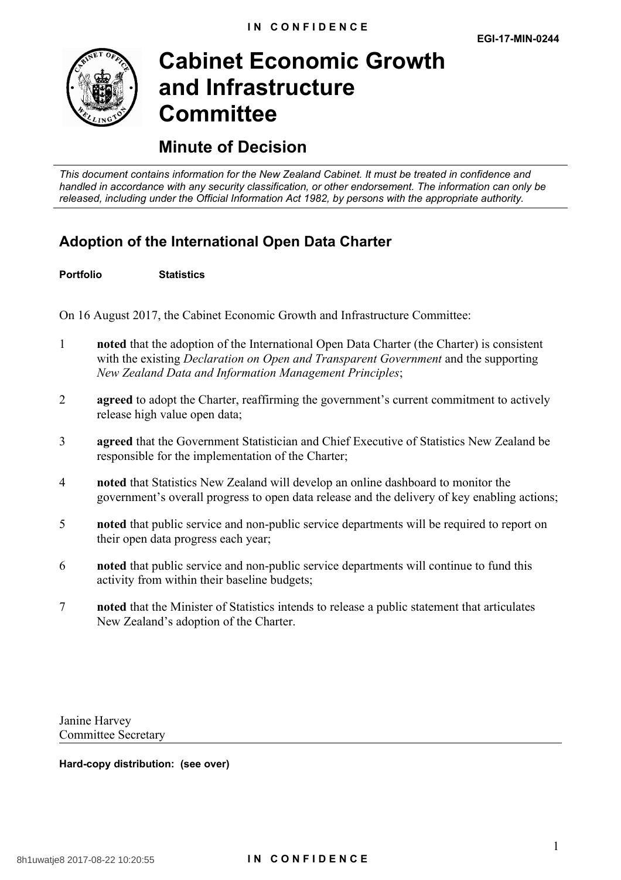IN CONFIDENCE

EGI-17-MIN-0244

# Cabinet Economic Growth and Infrastructure Committee

## Minute of Decision

*This document contains information for the New Zealand Cabinet. It must be treated in confidence and handled in accordance with any security classification, or other endorsement. The information can only be released, including under the Official Information Act 1982, by persons with the appropriate authority.*

## Adoption of the International Open Data Charter

**Portfolio** **Statistics**

On 16 August 2017, the Cabinet Economic Growth and Infrastructure Committee:

1. **noted** that the adoption of the International Open Data Charter (the Charter) is consistent with the existing *Declaration on Open and Transparent Government* and the supporting *New Zealand Data and Information Management Principles*;

2. **agreed** to adopt the Charter, reaffirming the government's current commitment to actively release high value open data;

3. **agreed** that the Government Statistician and Chief Executive of Statistics New Zealand be responsible for the implementation of the Charter;

4. **noted** that Statistics New Zealand will develop an online dashboard to monitor the government's overall progress to open data release and the delivery of key enabling actions;

5. **noted** that public service and non-public service departments will be required to report on their open data progress each year;

6. **noted** that public service and non-public service departments will continue to fund this activity from within their baseline budgets;

7. **noted** that the Minister of Statistics intends to release a public statement that articulates New Zealand's adoption of the Charter.

Janine Harvey
Committee Secretary

**Hard-copy distribution: (see over)**

8h1uwatje8 2017-08-22 10:20:55

IN CONFIDENCE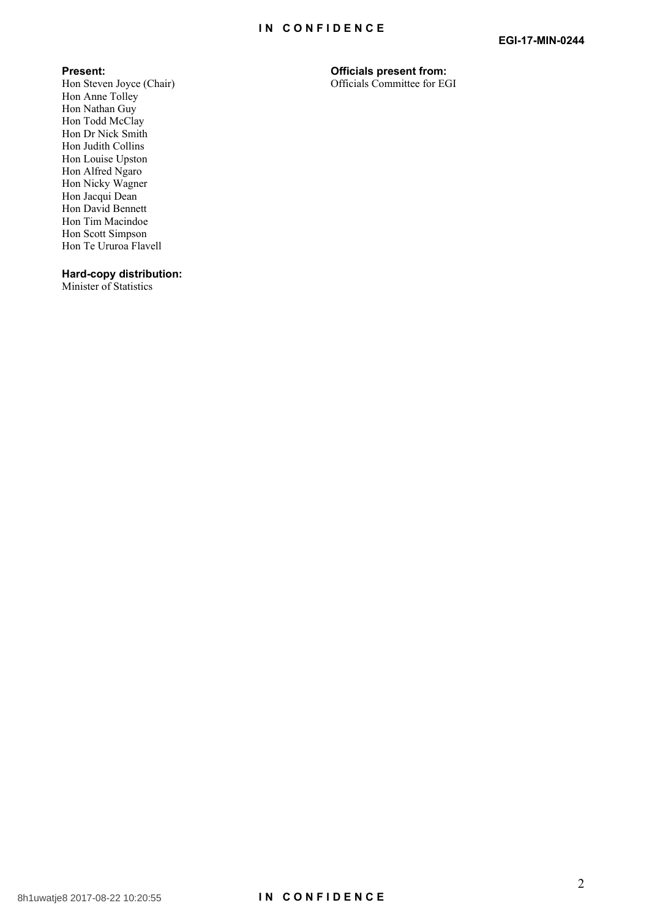**Present:**
Hon Steven Joyce (Chair)
Hon Anne Tolley
Hon Nathan Guy
Hon Todd McClay
Hon Dr Nick Smith
Hon Judith Collins
Hon Louise Upston
Hon Alfred Ngaro
Hon Nicky Wagner
Hon Jacqui Dean
Hon David Bennett
Hon Tim Macindoe
Hon Scott Simpson
Hon Te Ururoa Flavell

**Officials present from:**
Officials Committee for EGI

**Hard-copy distribution:**
Minister of Statistics